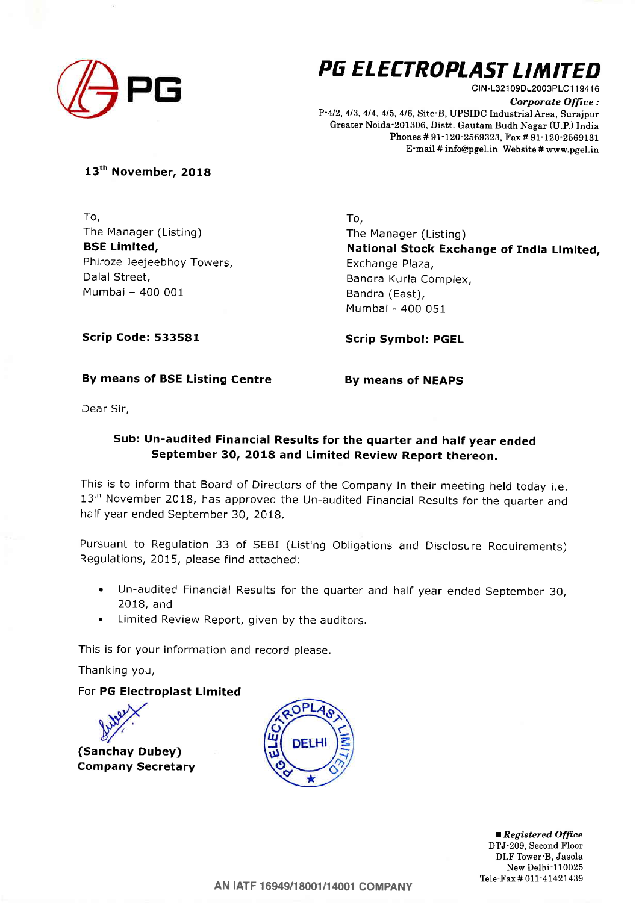# PG ELECTROPLAST LIMITED

CIN-L32109DL2003PLC119416

*Corporate Office :*
P-4/2, 4/3, 4/4, 4/5, 4/6, Site-B, UPSIDC Industrial Area, Surajpur
Greater Noida-201306, Distt. Gautam Budh Nagar (U.P.) India
Phones # 91-120-2569323, Fax # 91-120-2569131
E-mail # info@pgel.in Website # www.pgel.in

**13th November, 2018**

To,
The Manager (Listing)
**BSE Limited,**
Phiroze Jeejeebhoy Towers,
Dalal Street,
Mumbai – 400 001

**Scrip Code: 533581**

**By means of BSE Listing Centre**

To,
The Manager (Listing)
**National Stock Exchange of India Limited,**
Exchange Plaza,
Bandra Kurla Complex,
Bandra (East),
Mumbai - 400 051

**Scrip Symbol: PGEL**

**By means of NEAPS**

Dear Sir,

**Sub: Un-audited Financial Results for the quarter and half year ended September 30, 2018 and Limited Review Report thereon.**

This is to inform that Board of Directors of the Company in their meeting held today i.e. 13th November 2018, has approved the Un-audited Financial Results for the quarter and half year ended September 30, 2018.

Pursuant to Regulation 33 of SEBI (Listing Obligations and Disclosure Requirements) Regulations, 2015, please find attached:

- Un-audited Financial Results for the quarter and half year ended September 30, 2018, and
- Limited Review Report, given by the auditors.

This is for your information and record please.

Thanking you,

For **PG Electroplast Limited**

**(Sanchay Dubey)**
**Company Secretary**

PG ELECTROPLAST LIMITED DELHI

*Registered Office*
DTJ-209, Second Floor
DLF Tower-B, Jasola
New Delhi-110025
Tele-Fax # 011-41421439

AN IATF 16949/18001/14001 COMPANY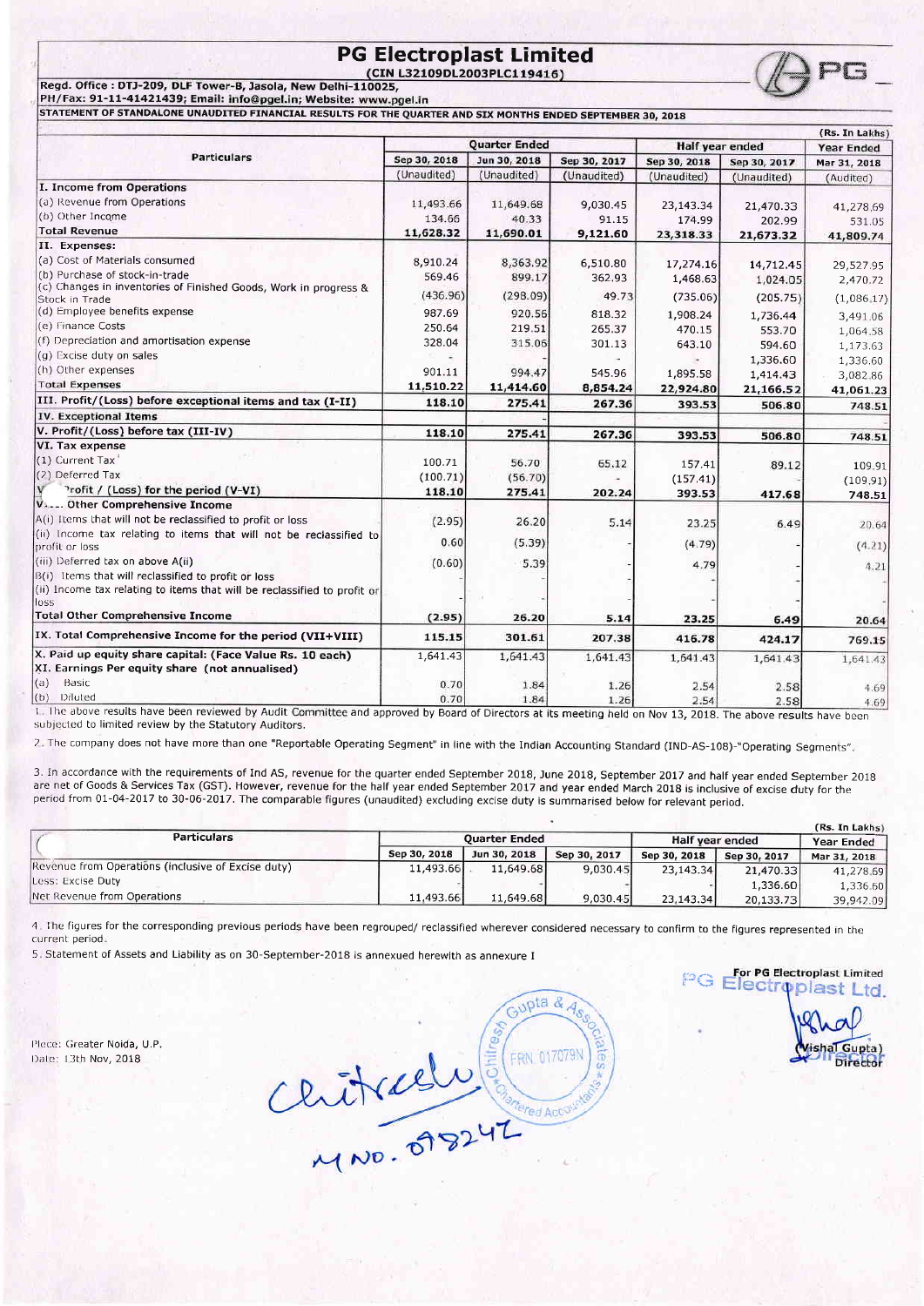# PG Electroplast Limited

**(CIN L32109DL2003PLC119416)**

**Regd. Office : DTJ-209, DLF Tower-B, Jasola, New Delhi-110025,**
**PH/Fax: 91-11-41421439; Email: info@pgel.in; Website: www.pgel.in**

**STATEMENT OF STANDALONE UNAUDITED FINANCIAL RESULTS FOR THE QUARTER AND SIX MONTHS ENDED SEPTEMBER 30, 2018**

(Rs. In Lakhs)

| Particulars | Quarter Ended | | | Half year ended | | Year Ended |
|---|---|---|---|---|---|---|
| | Sep 30, 2018 | Jun 30, 2018 | Sep 30, 2017 | Sep 30, 2018 | Sep 30, 2017 | Mar 31, 2018 |
| | (Unaudited) | (Unaudited) | (Unaudited) | (Unaudited) | (Unaudited) | (Audited) |
| **I. Income from Operations** | | | | | | |
| (a) Revenue from Operations | 11,493.66 | 11,649.68 | 9,030.45 | 23,143.34 | 21,470.33 | 41,278.69 |
| (b) Other Income | 134.66 | 40.33 | 91.15 | 174.99 | 202.99 | 531.05 |
| **Total Revenue** | **11,628.32** | **11,690.01** | **9,121.60** | **23,318.33** | **21,673.32** | **41,809.74** |
| **II. Expenses:** | | | | | | |
| (a) Cost of Materials consumed | 8,910.24 | 8,363.92 | 6,510.80 | 17,274.16 | 14,712.45 | 29,527.95 |
| (b) Purchase of stock-in-trade | 569.46 | 899.17 | 362.93 | 1,468.63 | 1,024.05 | 2,470.72 |
| (c) Changes in inventories of Finished Goods, Work in progress & Stock in Trade | (436.96) | (298.09) | 49.73 | (735.06) | (205.75) | (1,086.17) |
| (d) Employee benefits expense | 987.69 | 920.56 | 818.32 | 1,908.24 | 1,736.44 | 3,491.06 |
| (e) Finance Costs | 250.64 | 219.51 | 265.37 | 470.15 | 553.70 | 1,064.58 |
| (f) Depreciation and amortisation expense | 328.04 | 315.06 | 301.13 | 643.10 | 594.60 | 1,173.63 |
| (g) Excise duty on sales | - | | - | - | 1,336.60 | 1,336.60 |
| (h) Other expenses | 901.11 | 994.47 | 545.96 | 1,895.58 | 1,414.43 | 3,082.86 |
| **Total Expenses** | **11,510.22** | **11,414.60** | **8,854.24** | **22,924.80** | **21,166.52** | **41,061.23** |
| **III. Profit/(Loss) before exceptional items and tax (I-II)** | **118.10** | **275.41** | **267.36** | **393.53** | **506.80** | **748.51** |
| **IV. Exceptional Items** | | - | | | | |
| **V. Profit/(Loss) before tax (III-IV)** | **118.10** | **275.41** | **267.36** | **393.53** | **506.80** | **748.51** |
| **VI. Tax expense** | | | | | | |
| (1) Current Tax | 100.71 | 56.70 | 65.12 | 157.41 | 89.12 | 109.91 |
| (2) Deferred Tax | (100.71) | (56.70) | - | (157.41) | | (109.91) |
| **VII. Profit / (Loss) for the period (V-VI)** | **118.10** | **275.41** | **202.24** | **393.53** | **417.68** | **748.51** |
| **VIII. Other Comprehensive Income** | | | | | | |
| A(i) Items that will not be reclassified to profit or loss | (2.95) | 26.20 | 5.14 | 23.25 | 6.49 | 20.64 |
| (ii) Income tax relating to items that will not be reclassified to profit or loss | 0.60 | (5.39) | | (4.79) | | (4.21) |
| (iii) Deferred tax on above A(ii) | (0.60) | 5.39 | | 4.79 | | 4.21 |
| B(i) Items that will reclassified to profit or loss | | - | | - | | - |
| (ii) Income tax relating to items that will be reclassified to profit or loss | | - | | - | | - |
| **Total Other Comprehensive Income** | **(2.95)** | **26.20** | **5.14** | **23.25** | **6.49** | **20.64** |
| **IX. Total Comprehensive Income for the period (VII+VIII)** | **115.15** | **301.61** | **207.38** | **416.78** | **424.17** | **769.15** |
| **X. Paid up equity share capital: (Face Value Rs. 10 each)** | 1,641.43 | 1,641.43 | 1,641.43 | 1,641.43 | 1,641.43 | 1,641.43 |
| **XI. Earnings Per equity share (not annualised)** | | | | | | |
| (a) Basic | 0.70 | 1.84 | 1.26 | 2.54 | 2.58 | 4.69 |
| (b) Diluted | 0.70 | 1.84 | 1.26 | 2.54 | 2.58 | 4.69 |

1. The above results have been reviewed by Audit Committee and approved by Board of Directors at its meeting held on Nov 13, 2018. The above results have been subjected to limited review by the Statutory Auditors.

2. The company does not have more than one "Reportable Operating Segment" in line with the Indian Accounting Standard (IND-AS-108)-"Operating Segments".

3. In accordance with the requirements of Ind AS, revenue for the quarter ended September 2018, June 2018, September 2017 and half year ended September 2018 are net of Goods & Services Tax (GST). However, revenue for the half year ended September 2017 and year ended March 2018 is inclusive of excise duty for the period from 01-04-2017 to 30-06-2017. The comparable figures (unaudited) excluding excise duty is summarised below for relevant period.

(Rs. In Lakhs)

| Particulars | Quarter Ended | | | Half year ended | | Year Ended |
|---|---|---|---|---|---|---|
| | Sep 30, 2018 | Jun 30, 2018 | Sep 30, 2017 | Sep 30, 2018 | Sep 30, 2017 | Mar 31, 2018 |
| Revenue from Operations (inclusive of Excise duty) | 11,493.66 | 11,649.68 | 9,030.45 | 23,143.34 | 21,470.33 | 41,278.69 |
| Less: Excise Duty | | | | | 1,336.60 | 1,336.60 |
| Net Revenue from Operations | 11,493.66 | 11,649.68 | 9,030.45 | 23,143.34 | 20,133.73 | 39,942.09 |

4. The figures for the corresponding previous periods have been regrouped/ reclassified wherever considered necessary to confirm to the figures represented in the current period.

5. Statement of Assets and Liability as on 30-September-2018 is annexued herewith as annexure I

Place: Greater Noida, U.P.
Date: 13th Nov, 2018

For PG Electroplast Limited

(Vishal Gupta)
Director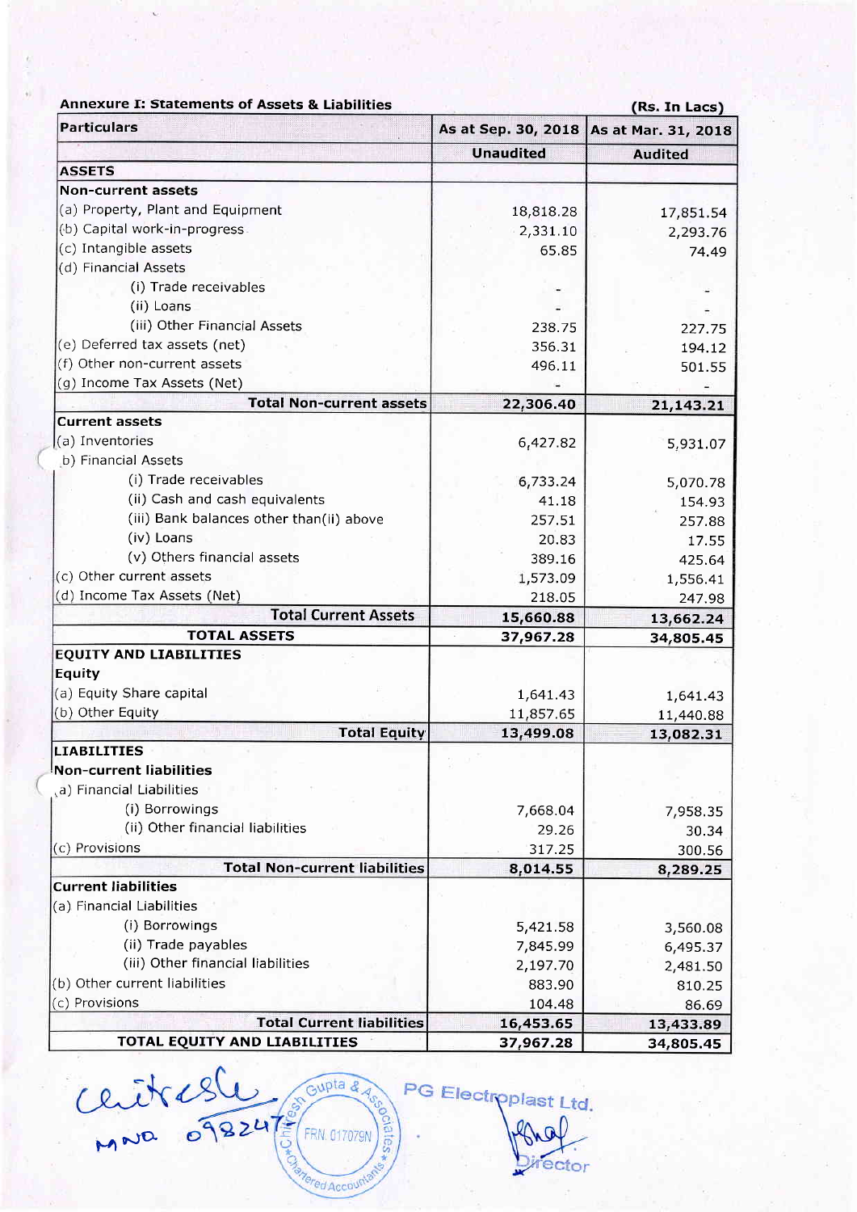**Annexure I: Statements of Assets & Liabilities** (Rs. In Lacs)

| Particulars | As at Sep. 30, 2018 | As at Mar. 31, 2018 |
|---|---|---|
| | Unaudited | Audited |
| **ASSETS** | | |
| **Non-current assets** | | |
| (a) Property, Plant and Equipment | 18,818.28 | 17,851.54 |
| (b) Capital work-in-progress | 2,331.10 | 2,293.76 |
| (c) Intangible assets | 65.85 | 74.49 |
| (d) Financial Assets | | |
| (i) Trade receivables | - | - |
| (ii) Loans | - | - |
| (iii) Other Financial Assets | 238.75 | 227.75 |
| (e) Deferred tax assets (net) | 356.31 | 194.12 |
| (f) Other non-current assets | 496.11 | 501.55 |
| (g) Income Tax Assets (Net) | - | - |
| **Total Non-current assets** | **22,306.40** | **21,143.21** |
| **Current assets** | | |
| (a) Inventories | 6,427.82 | 5,931.07 |
| b) Financial Assets | | |
| (i) Trade receivables | 6,733.24 | 5,070.78 |
| (ii) Cash and cash equivalents | 41.18 | 154.93 |
| (iii) Bank balances other than(ii) above | 257.51 | 257.88 |
| (iv) Loans | 20.83 | 17.55 |
| (v) Others financial assets | 389.16 | 425.64 |
| (c) Other current assets | 1,573.09 | 1,556.41 |
| (d) Income Tax Assets (Net) | 218.05 | 247.98 |
| **Total Current Assets** | **15,660.88** | **13,662.24** |
| **TOTAL ASSETS** | **37,967.28** | **34,805.45** |
| **EQUITY AND LIABILITIES** | | |
| **Equity** | | |
| (a) Equity Share capital | 1,641.43 | 1,641.43 |
| (b) Other Equity | 11,857.65 | 11,440.88 |
| **Total Equity** | **13,499.08** | **13,082.31** |
| **LIABILITIES** | | |
| **Non-current liabilities** | | |
| a) Financial Liabilities | | |
| (i) Borrowings | 7,668.04 | 7,958.35 |
| (ii) Other financial liabilities | 29.26 | 30.34 |
| (c) Provisions | 317.25 | 300.56 |
| **Total Non-current liabilities** | **8,014.55** | **8,289.25** |
| **Current liabilities** | | |
| (a) Financial Liabilities | | |
| (i) Borrowings | 5,421.58 | 3,560.08 |
| (ii) Trade payables | 7,845.99 | 6,495.37 |
| (iii) Other financial liabilities | 2,197.70 | 2,481.50 |
| (b) Other current liabilities | 883.90 | 810.25 |
| (c) Provisions | 104.48 | 86.69 |
| **Total Current liabilities** | **16,453.65** | **13,433.89** |
| **TOTAL EQUITY AND LIABILITIES** | **37,967.28** | **34,805.45** |

MNO 098247

Chiresh Gupta & Associates, Chartered Accountants, FRN. 017079N

PG Electroplast Ltd.

Director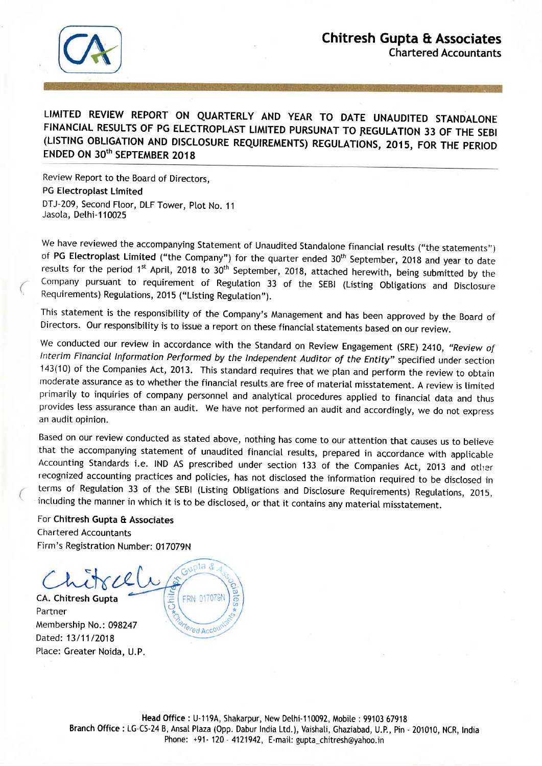**Chitresh Gupta & Associates**
Chartered Accountants

# LIMITED REVIEW REPORT ON QUARTERLY AND YEAR TO DATE UNAUDITED STANDALONE FINANCIAL RESULTS OF PG ELECTROPLAST LIMITED PURSUNAT TO REGULATION 33 OF THE SEBI (LISTING OBLIGATION AND DISCLOSURE REQUIREMENTS) REGULATIONS, 2015, FOR THE PERIOD ENDED ON 30th SEPTEMBER 2018

Review Report to the Board of Directors,
**PG Electroplast Limited**
DTJ-209, Second Floor, DLF Tower, Plot No. 11
Jasola, Delhi-110025

We have reviewed the accompanying Statement of Unaudited Standalone financial results ("the statements") of **PG Electroplast Limited** ("the Company") for the quarter ended 30th September, 2018 and year to date results for the period 1st April, 2018 to 30th September, 2018, attached herewith, being submitted by the Company pursuant to requirement of Regulation 33 of the SEBI (Listing Obligations and Disclosure Requirements) Regulations, 2015 ("Listing Regulation").

This statement is the responsibility of the Company's Management and has been approved by the Board of Directors. Our responsibility is to issue a report on these financial statements based on our review.

We conducted our review in accordance with the Standard on Review Engagement (SRE) 2410, *"Review of Interim Financial Information Performed by the Independent Auditor of the Entity"* specified under section 143(10) of the Companies Act, 2013. This standard requires that we plan and perform the review to obtain moderate assurance as to whether the financial results are free of material misstatement. A review is limited primarily to inquiries of company personnel and analytical procedures applied to financial data and thus provides less assurance than an audit. We have not performed an audit and accordingly, we do not express an audit opinion.

Based on our review conducted as stated above, nothing has come to our attention that causes us to believe that the accompanying statement of unaudited financial results, prepared in accordance with applicable Accounting Standards i.e. IND AS prescribed under section 133 of the Companies Act, 2013 and other recognized accounting practices and policies, has not disclosed the information required to be disclosed in terms of Regulation 33 of the SEBI (Listing Obligations and Disclosure Requirements) Regulations, 2015, including the manner in which it is to be disclosed, or that it contains any material misstatement.

For **Chitresh Gupta & Associates**
Chartered Accountants
Firm's Registration Number: 017079N

**CA. Chitresh Gupta**
Partner
Membership No.: 098247
Dated: 13/11/2018
Place: Greater Noida, U.P.

**Head Office** : U-119A, Shakarpur, New Delhi-110092, Mobile : 99103 67918
**Branch Office** : LG-CS-24 B, Ansal Plaza (Opp. Dabur India Ltd.), Vaishali, Ghaziabad, U.P., Pin - 201010, NCR, India
Phone: +91- 120 - 4121942, E-mail: gupta_chitresh@yahoo.in